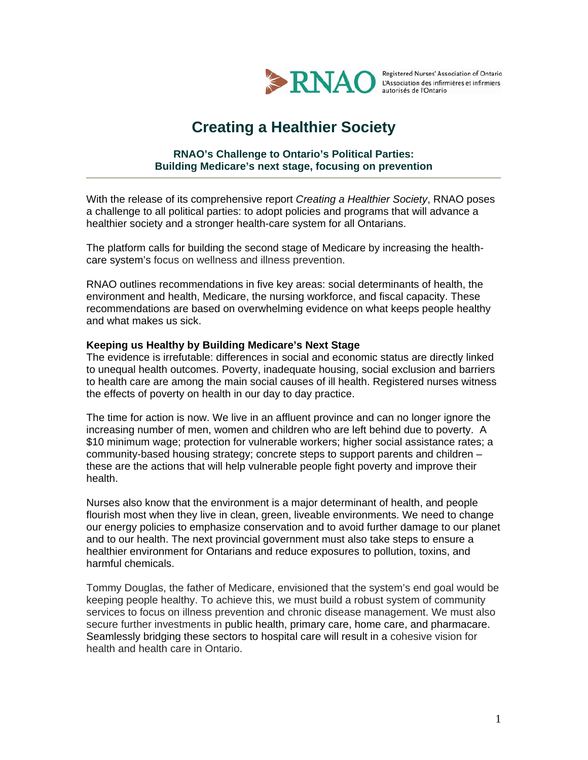Registered Nurses' Association of Ontario
L'Association des infirmières et infirmiers autorisés de l'Ontario

# Creating a Healthier Society

### RNAO's Challenge to Ontario's Political Parties: Building Medicare's next stage, focusing on prevention

With the release of its comprehensive report *Creating a Healthier Society*, RNAO poses a challenge to all political parties: to adopt policies and programs that will advance a healthier society and a stronger health-care system for all Ontarians.

The platform calls for building the second stage of Medicare by increasing the health-care system's focus on wellness and illness prevention.

RNAO outlines recommendations in five key areas: social determinants of health, the environment and health, Medicare, the nursing workforce, and fiscal capacity. These recommendations are based on overwhelming evidence on what keeps people healthy and what makes us sick.

**Keeping us Healthy by Building Medicare's Next Stage**
The evidence is irrefutable: differences in social and economic status are directly linked to unequal health outcomes. Poverty, inadequate housing, social exclusion and barriers to health care are among the main social causes of ill health. Registered nurses witness the effects of poverty on health in our day to day practice.

The time for action is now. We live in an affluent province and can no longer ignore the increasing number of men, women and children who are left behind due to poverty. A $10 minimum wage; protection for vulnerable workers; higher social assistance rates; a community-based housing strategy; concrete steps to support parents and children – these are the actions that will help vulnerable people fight poverty and improve their health.

Nurses also know that the environment is a major determinant of health, and people flourish most when they live in clean, green, liveable environments. We need to change our energy policies to emphasize conservation and to avoid further damage to our planet and to our health. The next provincial government must also take steps to ensure a healthier environment for Ontarians and reduce exposures to pollution, toxins, and harmful chemicals.

Tommy Douglas, the father of Medicare, envisioned that the system's end goal would be keeping people healthy. To achieve this, we must build a robust system of community services to focus on illness prevention and chronic disease management. We must also secure further investments in public health, primary care, home care, and pharmacare. Seamlessly bridging these sectors to hospital care will result in a cohesive vision for health and health care in Ontario.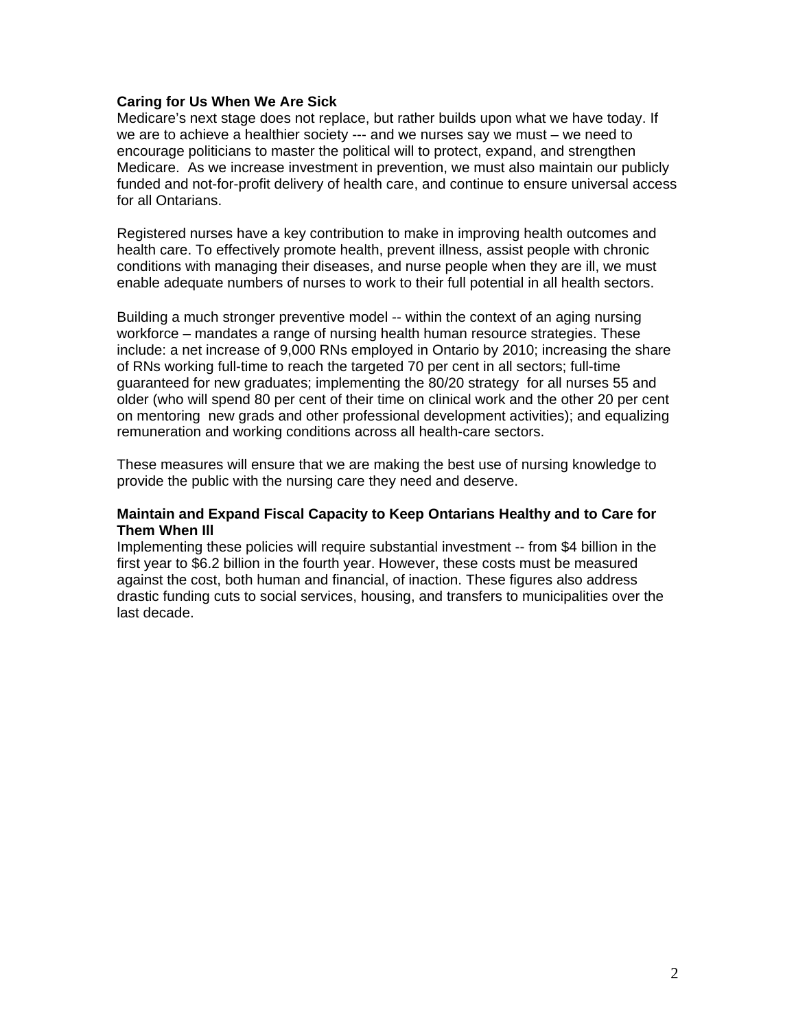**Caring for Us When We Are Sick**

Medicare's next stage does not replace, but rather builds upon what we have today. If we are to achieve a healthier society --- and we nurses say we must – we need to encourage politicians to master the political will to protect, expand, and strengthen Medicare. As we increase investment in prevention, we must also maintain our publicly funded and not-for-profit delivery of health care, and continue to ensure universal access for all Ontarians.

Registered nurses have a key contribution to make in improving health outcomes and health care. To effectively promote health, prevent illness, assist people with chronic conditions with managing their diseases, and nurse people when they are ill, we must enable adequate numbers of nurses to work to their full potential in all health sectors.

Building a much stronger preventive model -- within the context of an aging nursing workforce – mandates a range of nursing health human resource strategies. These include: a net increase of 9,000 RNs employed in Ontario by 2010; increasing the share of RNs working full-time to reach the targeted 70 per cent in all sectors; full-time guaranteed for new graduates; implementing the 80/20 strategy for all nurses 55 and older (who will spend 80 per cent of their time on clinical work and the other 20 per cent on mentoring new grads and other professional development activities); and equalizing remuneration and working conditions across all health-care sectors.

These measures will ensure that we are making the best use of nursing knowledge to provide the public with the nursing care they need and deserve.

**Maintain and Expand Fiscal Capacity to Keep Ontarians Healthy and to Care for Them When Ill**

Implementing these policies will require substantial investment -- from $4 billion in the first year to $6.2 billion in the fourth year. However, these costs must be measured against the cost, both human and financial, of inaction. These figures also address drastic funding cuts to social services, housing, and transfers to municipalities over the last decade.